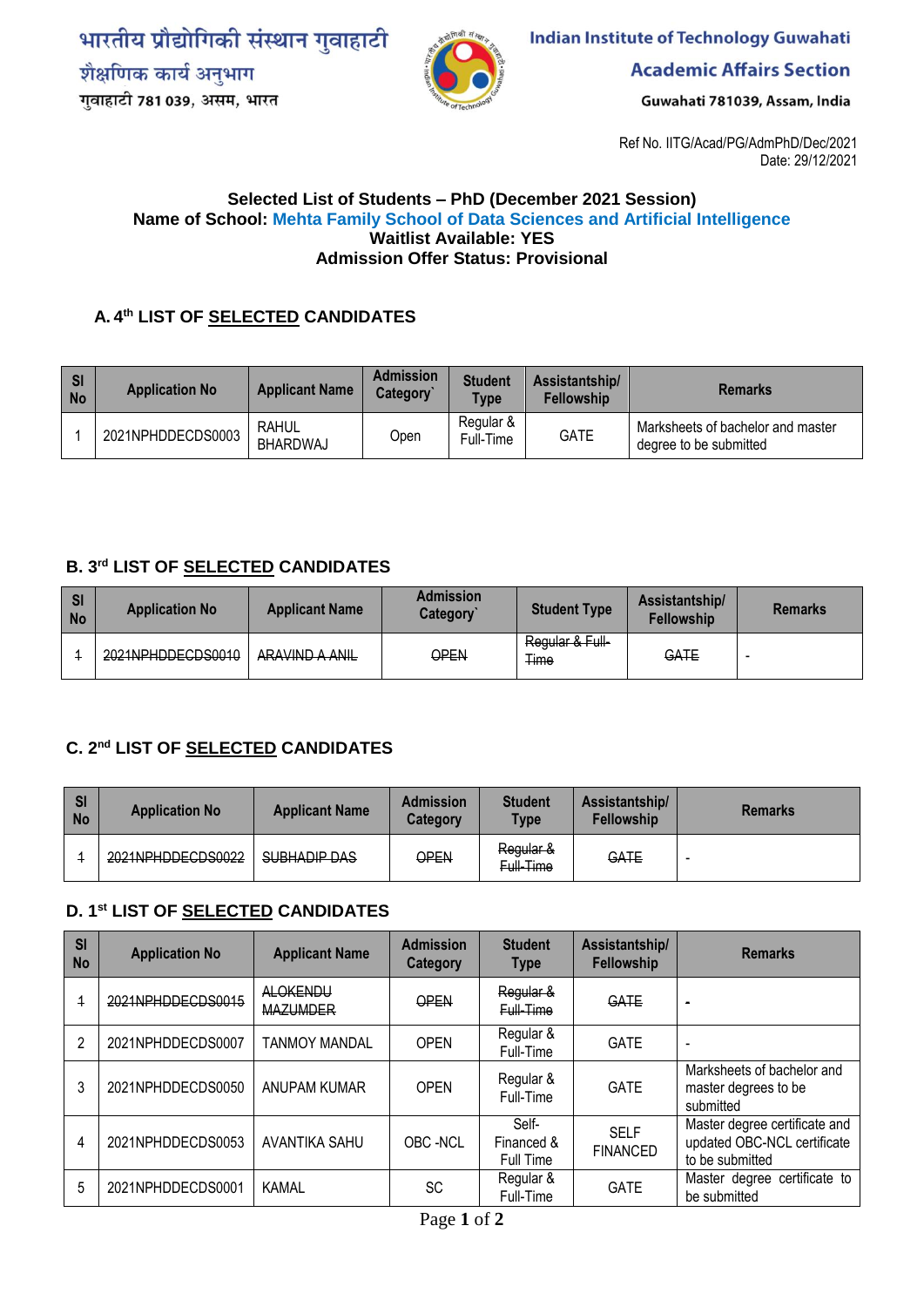भारतीय प्रौद्योगिकी संस्थान गुवाहाटी
शैक्षणिक कार्य अनुभाग
गुवाहाटी 781 039, असम, भारत

**Indian Institute of Technology Guwahati**
**Academic Affairs Section**
Guwahati 781039, Assam, India

Ref No. IITG/Acad/PG/AdmPhD/Dec/2021
Date: 29/12/2021

**Selected List of Students – PhD (December 2021 Session)**
**Name of School: Mehta Family School of Data Sciences and Artificial Intelligence**
**Waitlist Available: YES**
**Admission Offer Status: Provisional**

### A. 4th LIST OF SELECTED CANDIDATES

| Sl No | Application No | Applicant Name | Admission Category` | Student Type | Assistantship/ Fellowship | Remarks |
|---|---|---|---|---|---|---|
| 1 | 2021NPHDDECDS0003 | RAHUL BHARDWAJ | Open | Regular & Full-Time | GATE | Marksheets of bachelor and master degree to be submitted |

### B. 3rd LIST OF SELECTED CANDIDATES

| Sl No | Application No | Applicant Name | Admission Category` | Student Type | Assistantship/ Fellowship | Remarks |
|---|---|---|---|---|---|---|
| ~~1~~ | ~~2021NPHDDECDS0010~~ | ~~ARAVIND A ANIL~~ | ~~OPEN~~ | ~~Regular & Full-Time~~ | ~~GATE~~ | - |

### C. 2nd LIST OF SELECTED CANDIDATES

| Sl No | Application No | Applicant Name | Admission Category | Student Type | Assistantship/ Fellowship | Remarks |
|---|---|---|---|---|---|---|
| ~~1~~ | ~~2021NPHDDECDS0022~~ | ~~SUBHADIP DAS~~ | ~~OPEN~~ | ~~Regular & Full-Time~~ | ~~GATE~~ | - |

### D. 1st LIST OF SELECTED CANDIDATES

| Sl No | Application No | Applicant Name | Admission Category | Student Type | Assistantship/ Fellowship | Remarks |
|---|---|---|---|---|---|---|
| ~~1~~ | ~~2021NPHDDECDS0015~~ | ~~ALOKENDU MAZUMDER~~ | ~~OPEN~~ | ~~Regular & Full-Time~~ | ~~GATE~~ | - |
| 2 | 2021NPHDDECDS0007 | TANMOY MANDAL | OPEN | Regular & Full-Time | GATE | - |
| 3 | 2021NPHDDECDS0050 | ANUPAM KUMAR | OPEN | Regular & Full-Time | GATE | Marksheets of bachelor and master degrees to be submitted |
| 4 | 2021NPHDDECDS0053 | AVANTIKA SAHU | OBC -NCL | Self-Financed & Full Time | SELF FINANCED | Master degree certificate and updated OBC-NCL certificate to be submitted |
| 5 | 2021NPHDDECDS0001 | KAMAL | SC | Regular & Full-Time | GATE | Master degree certificate to be submitted |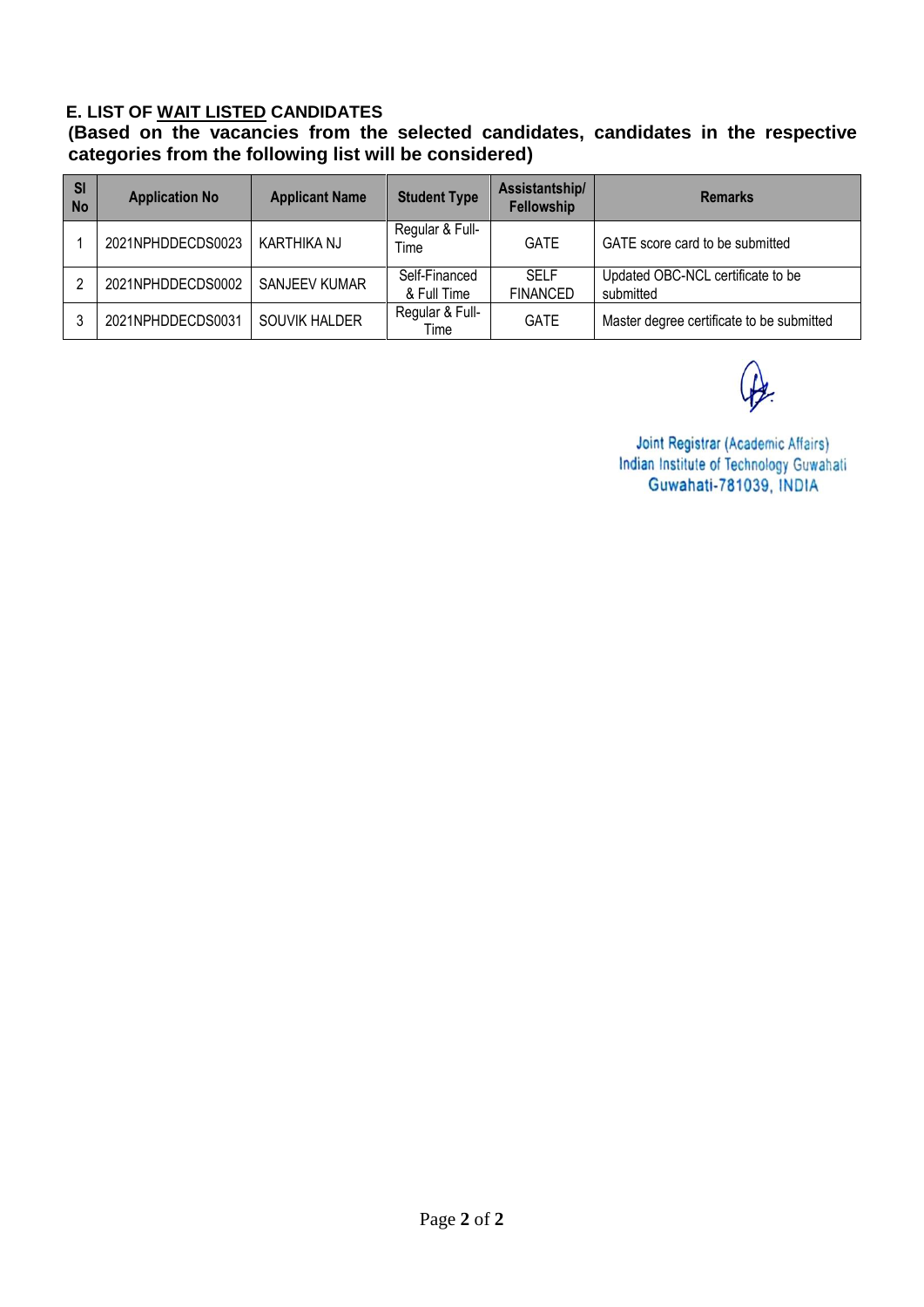### E. LIST OF WAIT LISTED CANDIDATES

**(Based on the vacancies from the selected candidates, candidates in the respective categories from the following list will be considered)**

| Sl No | Application No | Applicant Name | Student Type | Assistantship/ Fellowship | Remarks |
|---|---|---|---|---|---|
| 1 | 2021NPHDDECDS0023 | KARTHIKA NJ | Regular & Full-Time | GATE | GATE score card to be submitted |
| 2 | 2021NPHDDECDS0002 | SANJEEV KUMAR | Self-Financed & Full Time | SELF FINANCED | Updated OBC-NCL certificate to be submitted |
| 3 | 2021NPHDDECDS0031 | SOUVIK HALDER | Regular & Full-Time | GATE | Master degree certificate to be submitted |

Joint Registrar (Academic Affairs)
Indian Institute of Technology Guwahati
Guwahati-781039, INDIA